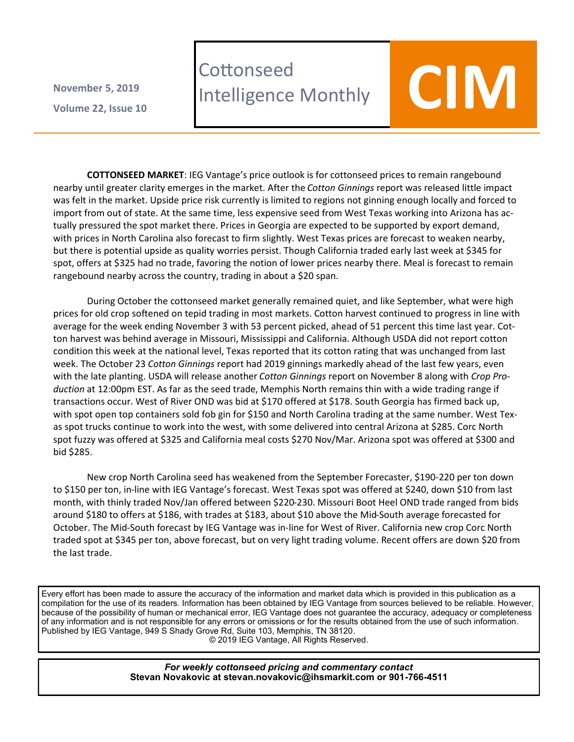**November 5, 2019**

**Volume 22, Issue 10**

# Cottonseed Intelligence Monthly

# CIM

**COTTONSEED MARKET**: IEG Vantage's price outlook is for cottonseed prices to remain rangebound nearby until greater clarity emerges in the market. After the *Cotton Ginnings* report was released little impact was felt in the market. Upside price risk currently is limited to regions not ginning enough locally and forced to import from out of state. At the same time, less expensive seed from West Texas working into Arizona has actually pressured the spot market there. Prices in Georgia are expected to be supported by export demand, with prices in North Carolina also forecast to firm slightly. West Texas prices are forecast to weaken nearby, but there is potential upside as quality worries persist. Though California traded early last week at $345 for spot, offers at $325 had no trade, favoring the notion of lower prices nearby there. Meal is forecast to remain rangebound nearby across the country, trading in about a $20 span.

During October the cottonseed market generally remained quiet, and like September, what were high prices for old crop softened on tepid trading in most markets. Cotton harvest continued to progress in line with average for the week ending November 3 with 53 percent picked, ahead of 51 percent this time last year. Cotton harvest was behind average in Missouri, Mississippi and California. Although USDA did not report cotton condition this week at the national level, Texas reported that its cotton rating that was unchanged from last week. The October 23 *Cotton Ginnings* report had 2019 ginnings markedly ahead of the last few years, even with the late planting. USDA will release another *Cotton Ginnings* report on November 8 along with *Crop Production* at 12:00pm EST. As far as the seed trade, Memphis North remains thin with a wide trading range if transactions occur. West of River OND was bid at $170 offered at $178. South Georgia has firmed back up, with spot open top containers sold fob gin for $150 and North Carolina trading at the same number. West Texas spot trucks continue to work into the west, with some delivered into central Arizona at $285. Corc North spot fuzzy was offered at $325 and California meal costs $270 Nov/Mar. Arizona spot was offered at $300 and bid $285.

New crop North Carolina seed has weakened from the September Forecaster, $190-220 per ton down to $150 per ton, in-line with IEG Vantage's forecast. West Texas spot was offered at $240, down $10 from last month, with thinly traded Nov/Jan offered between $220-230. Missouri Boot Heel OND trade ranged from bids around $180 to offers at $186, with trades at $183, about $10 above the Mid-South average forecasted for October. The Mid-South forecast by IEG Vantage was in-line for West of River. California new crop Corc North traded spot at $345 per ton, above forecast, but on very light trading volume. Recent offers are down $20 from the last trade.

Every effort has been made to assure the accuracy of the information and market data which is provided in this publication as a compilation for the use of its readers. Information has been obtained by IEG Vantage from sources believed to be reliable. However, because of the possibility of human or mechanical error, IEG Vantage does not guarantee the accuracy, adequacy or completeness of any information and is not responsible for any errors or omissions or for the results obtained from the use of such information. Published by IEG Vantage, 949 S Shady Grove Rd, Suite 103, Memphis, TN 38120.
© 2019 IEG Vantage, All Rights Reserved.

***For weekly cottonseed pricing and commentary contact***
**Stevan Novakovic at stevan.novakovic@ihsmarkit.com or 901-766-4511**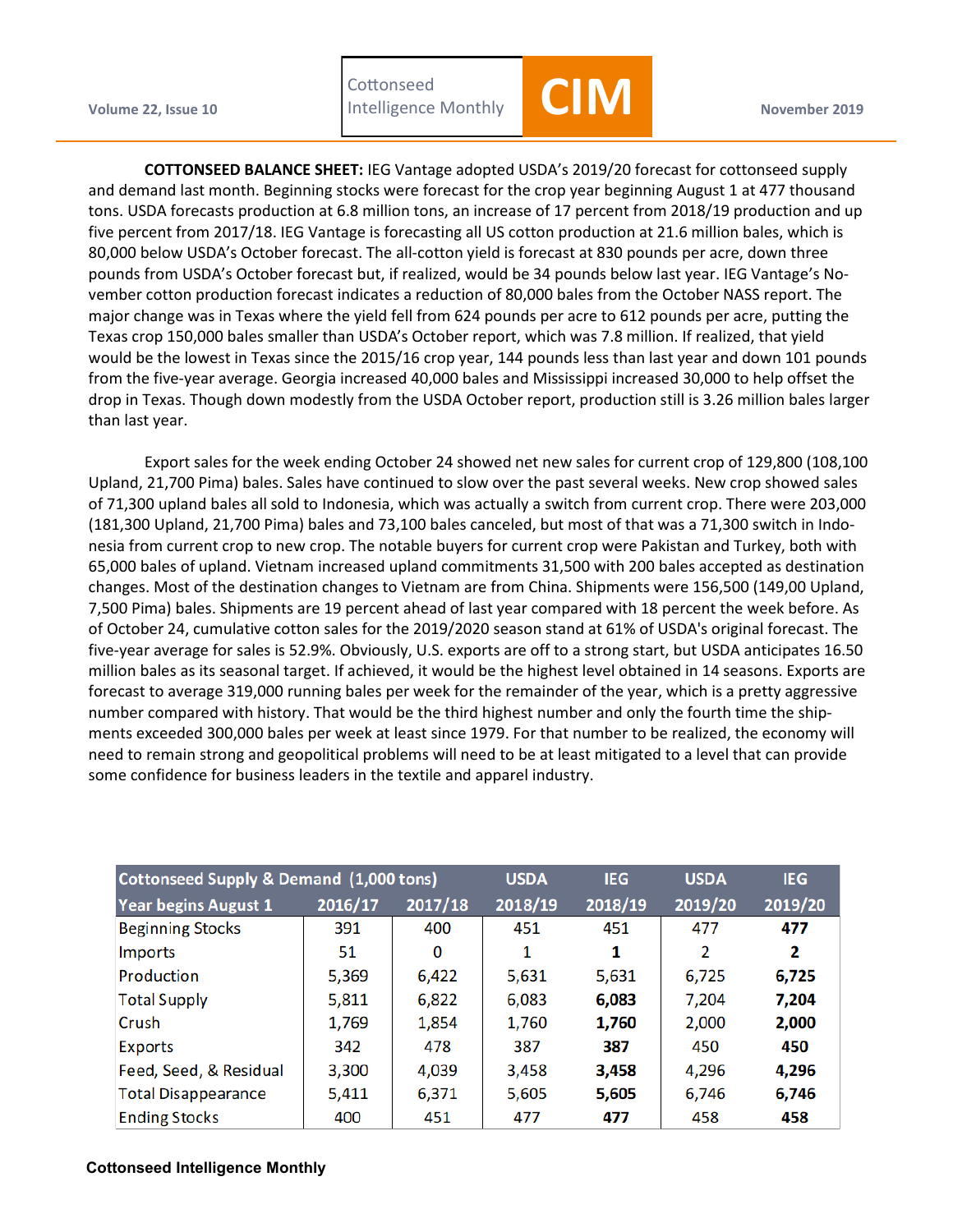**COTTONSEED BALANCE SHEET:** IEG Vantage adopted USDA's 2019/20 forecast for cottonseed supply and demand last month. Beginning stocks were forecast for the crop year beginning August 1 at 477 thousand tons. USDA forecasts production at 6.8 million tons, an increase of 17 percent from 2018/19 production and up five percent from 2017/18. IEG Vantage is forecasting all US cotton production at 21.6 million bales, which is 80,000 below USDA's October forecast. The all-cotton yield is forecast at 830 pounds per acre, down three pounds from USDA's October forecast but, if realized, would be 34 pounds below last year. IEG Vantage's November cotton production forecast indicates a reduction of 80,000 bales from the October NASS report. The major change was in Texas where the yield fell from 624 pounds per acre to 612 pounds per acre, putting the Texas crop 150,000 bales smaller than USDA's October report, which was 7.8 million. If realized, that yield would be the lowest in Texas since the 2015/16 crop year, 144 pounds less than last year and down 101 pounds from the five-year average. Georgia increased 40,000 bales and Mississippi increased 30,000 to help offset the drop in Texas. Though down modestly from the USDA October report, production still is 3.26 million bales larger than last year.

Export sales for the week ending October 24 showed net new sales for current crop of 129,800 (108,100 Upland, 21,700 Pima) bales. Sales have continued to slow over the past several weeks. New crop showed sales of 71,300 upland bales all sold to Indonesia, which was actually a switch from current crop. There were 203,000 (181,300 Upland, 21,700 Pima) bales and 73,100 bales canceled, but most of that was a 71,300 switch in Indonesia from current crop to new crop. The notable buyers for current crop were Pakistan and Turkey, both with 65,000 bales of upland. Vietnam increased upland commitments 31,500 with 200 bales accepted as destination changes. Most of the destination changes to Vietnam are from China. Shipments were 156,500 (149,00 Upland, 7,500 Pima) bales. Shipments are 19 percent ahead of last year compared with 18 percent the week before. As of October 24, cumulative cotton sales for the 2019/2020 season stand at 61% of USDA's original forecast. The five-year average for sales is 52.9%. Obviously, U.S. exports are off to a strong start, but USDA anticipates 16.50 million bales as its seasonal target. If achieved, it would be the highest level obtained in 14 seasons. Exports are forecast to average 319,000 running bales per week for the remainder of the year, which is a pretty aggressive number compared with history. That would be the third highest number and only the fourth time the shipments exceeded 300,000 bales per week at least since 1979. For that number to be realized, the economy will need to remain strong and geopolitical problems will need to be at least mitigated to a level that can provide some confidence for business leaders in the textile and apparel industry.

| Cottonseed Supply & Demand (1,000 tons) | | | USDA | IEG | USDA | IEG |
|---|---|---|---|---|---|---|
| Year begins August 1 | 2016/17 | 2017/18 | 2018/19 | 2018/19 | 2019/20 | 2019/20 |
| Beginning Stocks | 391 | 400 | 451 | 451 | 477 | **477** |
| Imports | 51 | 0 | 1 | **1** | 2 | **2** |
| Production | 5,369 | 6,422 | 5,631 | 5,631 | 6,725 | **6,725** |
| Total Supply | 5,811 | 6,822 | 6,083 | **6,083** | 7,204 | **7,204** |
| Crush | 1,769 | 1,854 | 1,760 | **1,760** | 2,000 | **2,000** |
| Exports | 342 | 478 | 387 | **387** | 450 | **450** |
| Feed, Seed, & Residual | 3,300 | 4,039 | 3,458 | **3,458** | 4,296 | **4,296** |
| Total Disappearance | 5,411 | 6,371 | 5,605 | **5,605** | 6,746 | **6,746** |
| Ending Stocks | 400 | 451 | 477 | **477** | 458 | **458** |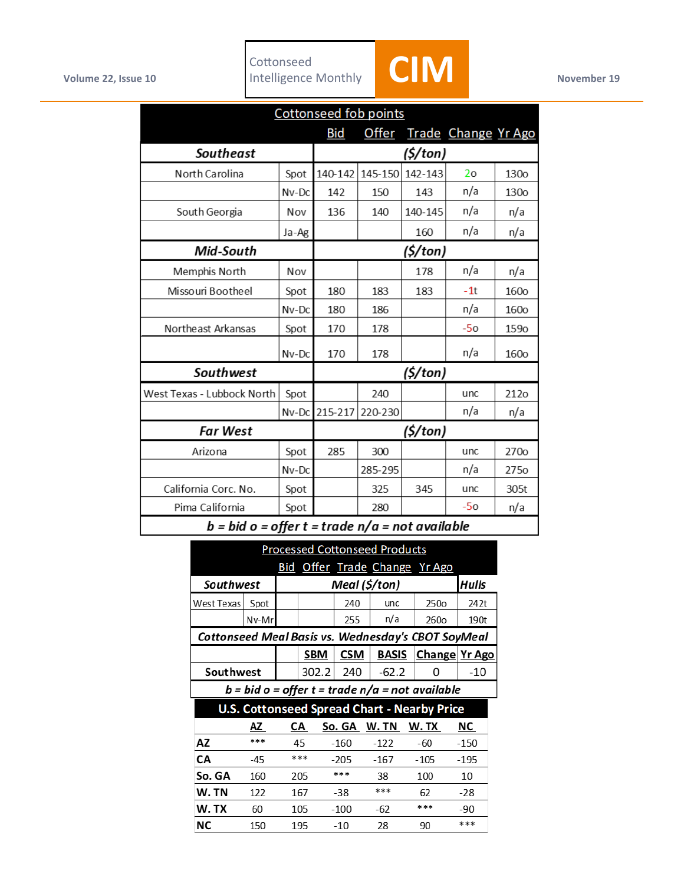## Cottonseed fob points

| | | Bid | Offer | Trade | Change | Yr Ago |
|---|---|---|---|---|---|---|
| **Southeast** | | ($/ton) | | | | |
| North Carolina | Spot | 140-142 | 145-150 | 142-143 | 2o | 130o |
| | Nv-Dc | 142 | 150 | 143 | n/a | 130o |
| South Georgia | Nov | 136 | 140 | 140-145 | n/a | n/a |
| | Ja-Ag | | | 160 | n/a | n/a |
| **Mid-South** | | ($/ton) | | | | |
| Memphis North | Nov | | | 178 | n/a | n/a |
| Missouri Bootheel | Spot | 180 | 183 | 183 | -1t | 160o |
| | Nv-Dc | 180 | 186 | | n/a | 160o |
| Northeast Arkansas | Spot | 170 | 178 | | -5o | 159o |
| | Nv-Dc | 170 | 178 | | n/a | 160o |
| **Southwest** | | ($/ton) | | | | |
| West Texas - Lubbock North | Spot | | 240 | | unc | 212o |
| | Nv-Dc | 215-217 | 220-230 | | n/a | n/a |
| **Far West** | | ($/ton) | | | | |
| Arizona | Spot | 285 | 300 | | unc | 270o |
| | Nv-Dc | | 285-295 | | n/a | 275o |
| California Corc. No. | Spot | | 325 | 345 | unc | 305t |
| Pima California | Spot | | 280 | | -5o | n/a |

*b = bid o = offer t = trade n/a = not available*

## Processed Cottonseed Products

| | | Bid | Offer | Trade | Change | Yr Ago | Hulls |
|---|---|---|---|---|---|---|---|
| **Southwest** | | Meal ($/ton) | | | | | |
| West Texas | Spot | | | 240 | unc | 250o | 242t |
| | Nv-Mr | | | 255 | n/a | 260o | 190t |

### Cottonseed Meal Basis vs. Wednesday's CBOT SoyMeal

| | SBM | CSM | BASIS | Change | Yr Ago |
|---|---|---|---|---|---|
| Southwest | 302.2 | 240 | -62.2 | 0 | -10 |

*b = bid o = offer t = trade n/a = not available*

## U.S. Cottonseed Spread Chart - Nearby Price

| | AZ | CA | So. GA | W. TN | W. TX | NC |
|---|---|---|---|---|---|---|
| **AZ** | *** | 45 | -160 | -122 | -60 | -150 |
| **CA** | -45 | *** | -205 | -167 | -105 | -195 |
| **So. GA** | 160 | 205 | *** | 38 | 100 | 10 |
| **W. TN** | 122 | 167 | -38 | *** | 62 | -28 |
| **W. TX** | 60 | 105 | -100 | -62 | *** | -90 |
| **NC** | 150 | 195 | -10 | 28 | 90 | *** |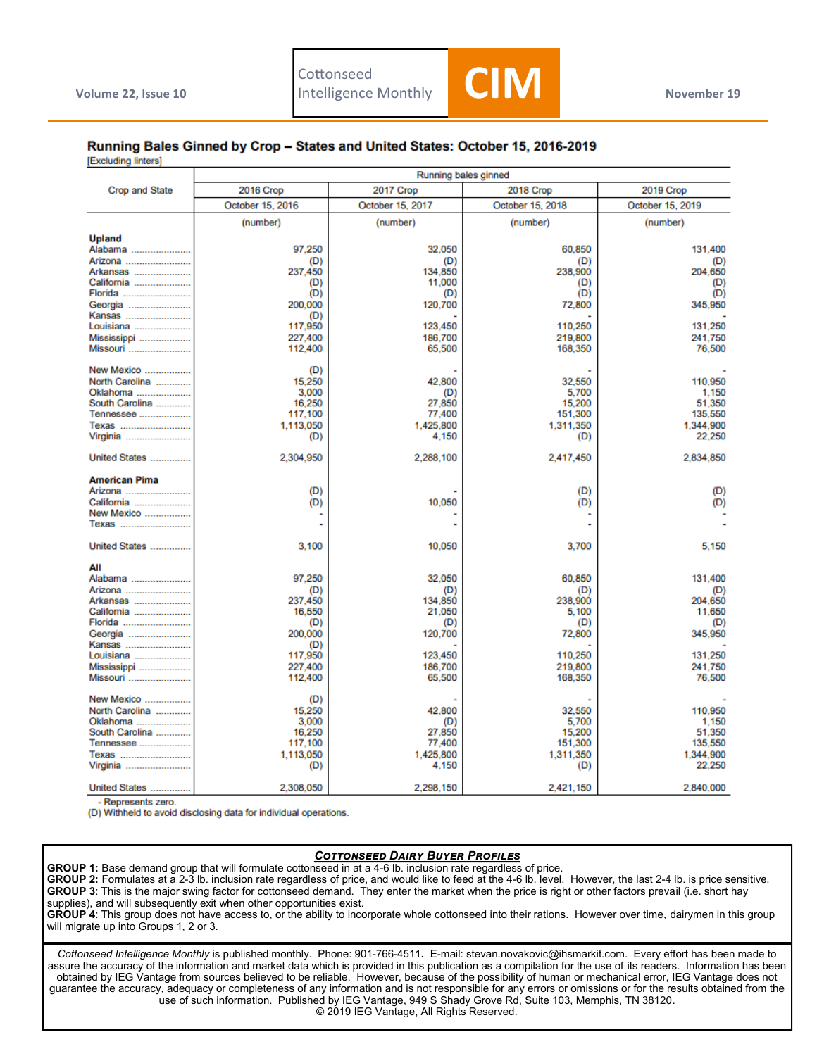## Running Bales Ginned by Crop – States and United States: October 15, 2016-2019

[Excluding linters]

| Crop and State | Running bales ginned | | | |
|---|---|---|---|---|
| | 2016 Crop | 2017 Crop | 2018 Crop | 2019 Crop |
| | October 15, 2016 | October 15, 2017 | October 15, 2018 | October 15, 2019 |
| | (number) | (number) | (number) | (number) |
| **Upland** | | | | |
| Alabama | 97,250 | 32,050 | 60,850 | 131,400 |
| Arizona | (D) | (D) | (D) | (D) |
| Arkansas | 237,450 | 134,850 | 238,900 | 204,650 |
| California | (D) | 11,000 | (D) | (D) |
| Florida | (D) | (D) | (D) | (D) |
| Georgia | 200,000 | 120,700 | 72,800 | 345,950 |
| Kansas | (D) | - | - | - |
| Louisiana | 117,950 | 123,450 | 110,250 | 131,250 |
| Mississippi | 227,400 | 186,700 | 219,800 | 241,750 |
| Missouri | 112,400 | 65,500 | 168,350 | 76,500 |
| New Mexico | (D) | - | - | - |
| North Carolina | 15,250 | 42,800 | 32,550 | 110,950 |
| Oklahoma | 3,000 | (D) | 5,700 | 1,150 |
| South Carolina | 16,250 | 27,850 | 15,200 | 51,350 |
| Tennessee | 117,100 | 77,400 | 151,300 | 135,550 |
| Texas | 1,113,050 | 1,425,800 | 1,311,350 | 1,344,900 |
| Virginia | (D) | 4,150 | (D) | 22,250 |
| United States | 2,304,950 | 2,288,100 | 2,417,450 | 2,834,850 |
| **American Pima** | | | | |
| Arizona | (D) | - | (D) | (D) |
| California | (D) | 10,050 | (D) | (D) |
| New Mexico | - | - | - | - |
| Texas | - | - | - | - |
| United States | 3,100 | 10,050 | 3,700 | 5,150 |
| **All** | | | | |
| Alabama | 97,250 | 32,050 | 60,850 | 131,400 |
| Arizona | (D) | (D) | (D) | (D) |
| Arkansas | 237,450 | 134,850 | 238,900 | 204,650 |
| California | 16,550 | 21,050 | 5,100 | 11,650 |
| Florida | (D) | (D) | (D) | (D) |
| Georgia | 200,000 | 120,700 | 72,800 | 345,950 |
| Kansas | (D) | - | - | - |
| Louisiana | 117,950 | 123,450 | 110,250 | 131,250 |
| Mississippi | 227,400 | 186,700 | 219,800 | 241,750 |
| Missouri | 112,400 | 65,500 | 168,350 | 76,500 |
| New Mexico | (D) | - | - | - |
| North Carolina | 15,250 | 42,800 | 32,550 | 110,950 |
| Oklahoma | 3,000 | (D) | 5,700 | 1,150 |
| South Carolina | 16,250 | 27,850 | 15,200 | 51,350 |
| Tennessee | 117,100 | 77,400 | 151,300 | 135,550 |
| Texas | 1,113,050 | 1,425,800 | 1,311,350 | 1,344,900 |
| Virginia | (D) | 4,150 | (D) | 22,250 |
| United States | 2,308,050 | 2,298,150 | 2,421,150 | 2,840,000 |

- Represents zero.
(D) Withheld to avoid disclosing data for individual operations.

### *Cottonseed Dairy Buyer Profiles*

**GROUP 1:** Base demand group that will formulate cottonseed in at a 4-6 lb. inclusion rate regardless of price.
**GROUP 2:** Formulates at a 2-3 lb. inclusion rate regardless of price, and would like to feed at the 4-6 lb. level. However, the last 2-4 lb. is price sensitive.
**GROUP 3**: This is the major swing factor for cottonseed demand. They enter the market when the price is right or other factors prevail (i.e. short hay supplies), and will subsequently exit when other opportunities exist.
**GROUP 4**: This group does not have access to, or the ability to incorporate whole cottonseed into their rations. However over time, dairymen in this group will migrate up into Groups 1, 2 or 3.

*Cottonseed Intelligence Monthly* is published monthly. Phone: 901-766-4511. E-mail: stevan.novakovic@ihsmarkit.com. Every effort has been made to assure the accuracy of the information and market data which is provided in this publication as a compilation for the use of its readers. Information has been obtained by IEG Vantage from sources believed to be reliable. However, because of the possibility of human or mechanical error, IEG Vantage does not guarantee the accuracy, adequacy or completeness of any information and is not responsible for any errors or omissions or for the results obtained from the use of such information. Published by IEG Vantage, 949 S Shady Grove Rd, Suite 103, Memphis, TN 38120.
© 2019 IEG Vantage, All Rights Reserved.